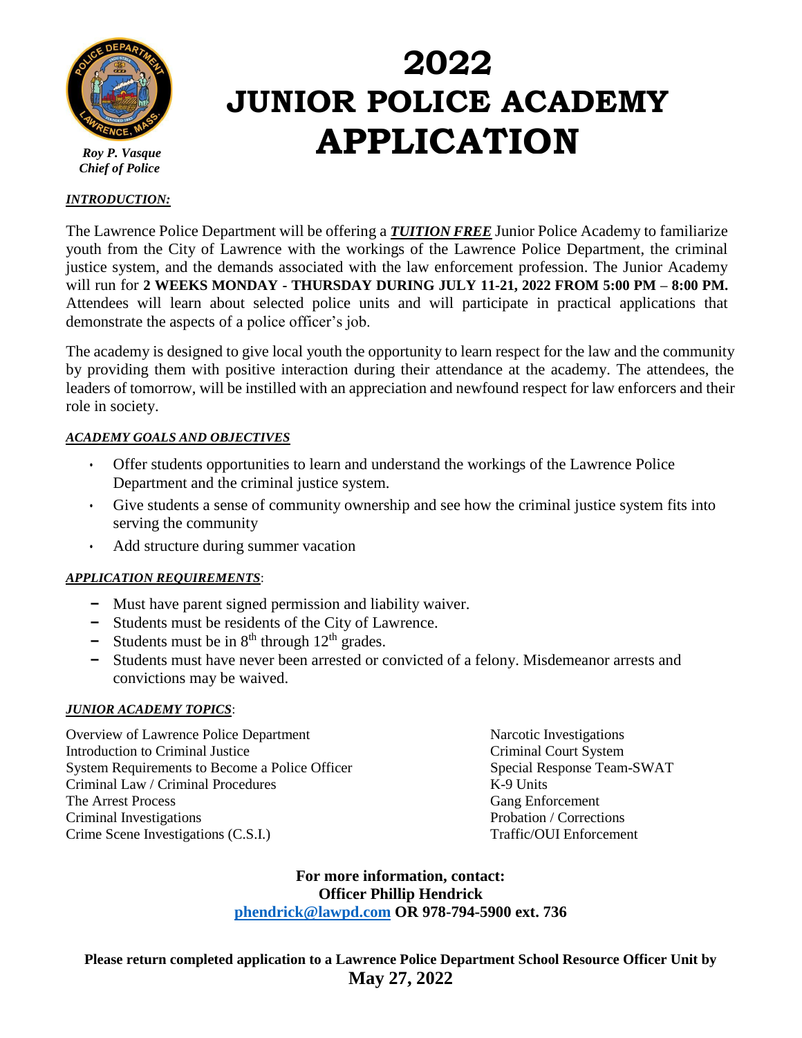Roy P. Vasque
*Chief of Police*

# 2022 JUNIOR POLICE ACADEMY APPLICATION

***INTRODUCTION:***

The Lawrence Police Department will be offering a ***TUITION FREE*** Junior Police Academy to familiarize youth from the City of Lawrence with the workings of the Lawrence Police Department, the criminal justice system, and the demands associated with the law enforcement profession. The Junior Academy will run for **2 WEEKS MONDAY - THURSDAY DURING JULY 11-21, 2022 FROM 5:00 PM – 8:00 PM.** Attendees will learn about selected police units and will participate in practical applications that demonstrate the aspects of a police officer's job.

The academy is designed to give local youth the opportunity to learn respect for the law and the community by providing them with positive interaction during their attendance at the academy. The attendees, the leaders of tomorrow, will be instilled with an appreciation and newfound respect for law enforcers and their role in society.

***ACADEMY GOALS AND OBJECTIVES***

- Offer students opportunities to learn and understand the workings of the Lawrence Police Department and the criminal justice system.
- Give students a sense of community ownership and see how the criminal justice system fits into serving the community
- Add structure during summer vacation

***APPLICATION REQUIREMENTS***:

- Must have parent signed permission and liability waiver.
- Students must be residents of the City of Lawrence.
- Students must be in 8th through 12th grades.
- Students must have never been arrested or convicted of a felony. Misdemeanor arrests and convictions may be waived.

***JUNIOR ACADEMY TOPICS***:

Overview of Lawrence Police Department
Introduction to Criminal Justice
System Requirements to Become a Police Officer
Criminal Law / Criminal Procedures
The Arrest Process
Criminal Investigations
Crime Scene Investigations (C.S.I.)
Narcotic Investigations
Criminal Court System
Special Response Team-SWAT
K-9 Units
Gang Enforcement
Probation / Corrections
Traffic/OUI Enforcement

**For more information, contact:**
**Officer Phillip Hendrick**
**phendrick@lawpd.com OR 978-794-5900 ext. 736**

**Please return completed application to a Lawrence Police Department School Resource Officer Unit by May 27, 2022**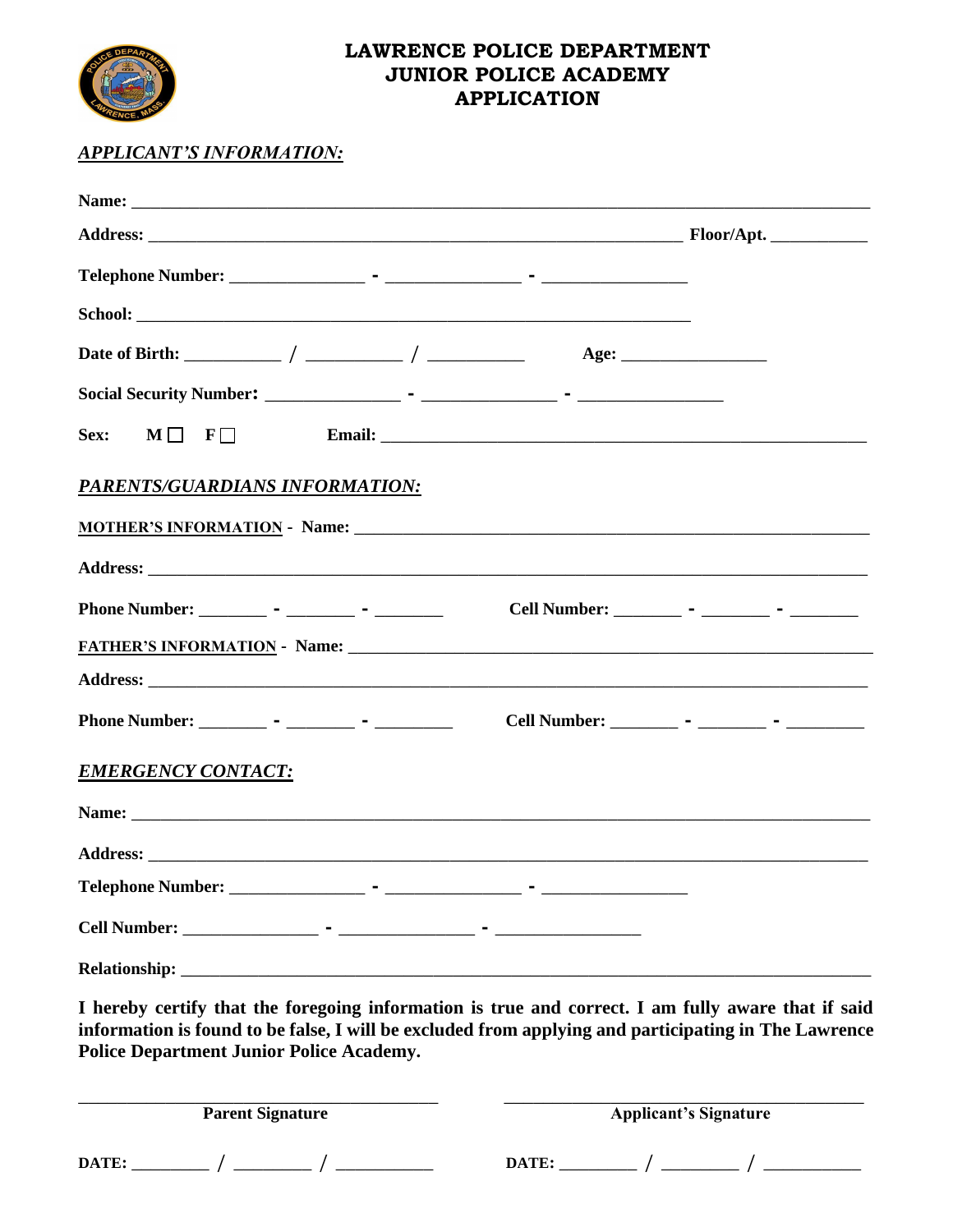# LAWRENCE POLICE DEPARTMENT
# JUNIOR POLICE ACADEMY
# APPLICATION

***APPLICANT'S INFORMATION:***

**Name:** ____________________________________________

**Address:** ____________________________________ **Floor/Apt.** __________

**Telephone Number:** ____________ - ____________ - ____________

**School:** ____________________________________________

**Date of Birth:** ________ / ________ / ________ **Age:** ____________

**Social Security Number:** ____________ - ____________ - ____________

**Sex:** **M** ☐ **F** ☐ **Email:** ____________________________________

***PARENTS/GUARDIANS INFORMATION:***

**MOTHER'S INFORMATION - Name:** ____________________________________

**Address:** ____________________________________________

**Phone Number:** ______ - ______ - ______ **Cell Number:** ______ - ______ - ______

**FATHER'S INFORMATION - Name:** ____________________________________

**Address:** ____________________________________________

**Phone Number:** ______ - ______ - ______ **Cell Number:** ______ - ______ - ______

***EMERGENCY CONTACT:***

**Name:** ____________________________________________

**Address:** ____________________________________________

**Telephone Number:** ____________ - ____________ - ____________

**Cell Number:** ____________ - ____________ - ____________

**Relationship:** ____________________________________________

**I hereby certify that the foregoing information is true and correct. I am fully aware that if said information is found to be false, I will be excluded from applying and participating in The Lawrence Police Department Junior Police Academy.**

______________________________ **Parent Signature**

______________________________ **Applicant's Signature**

**DATE:** ______ / ______ / ______

**DATE:** ______ / ______ / ______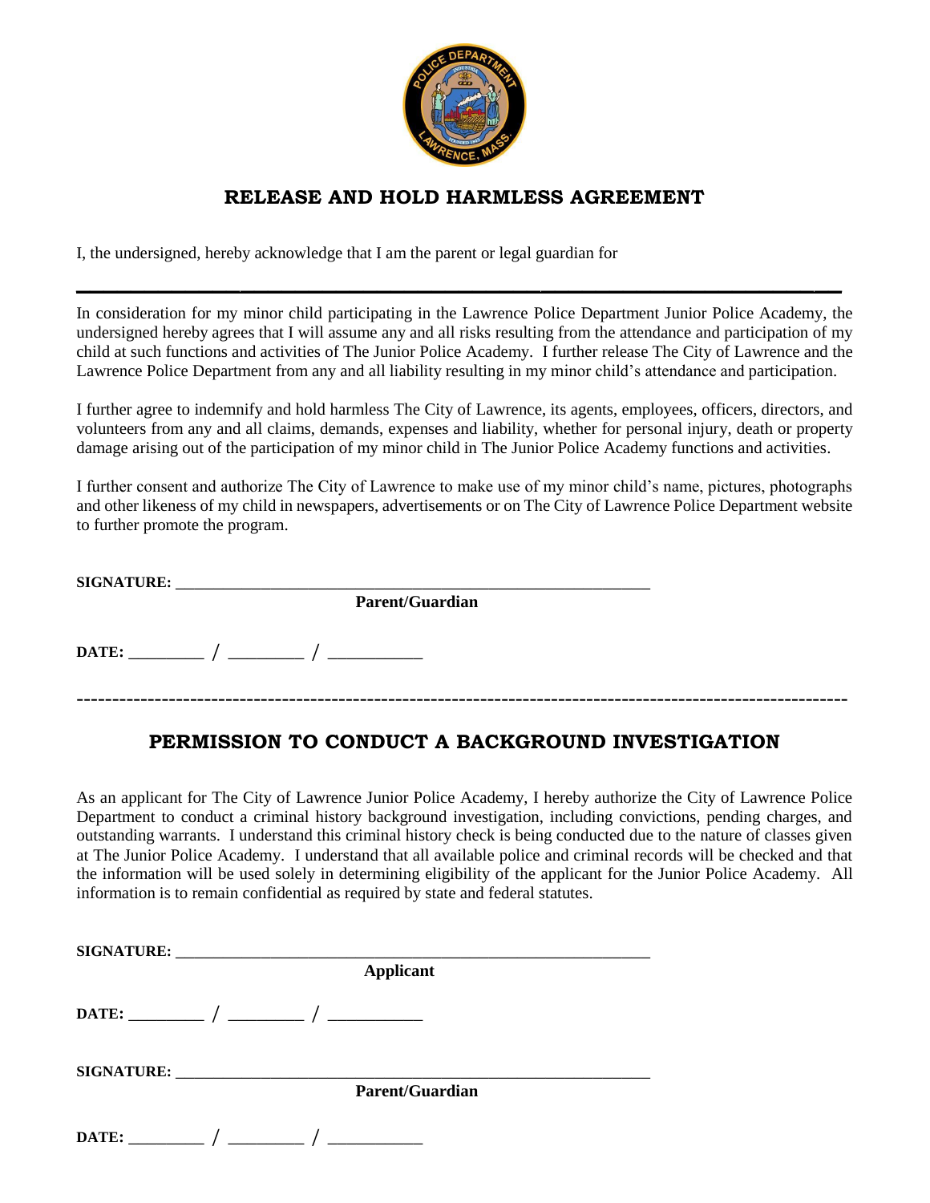## RELEASE AND HOLD HARMLESS AGREEMENT

I, the undersigned, hereby acknowledge that I am the parent or legal guardian for

______________________________________________________________________

In consideration for my minor child participating in the Lawrence Police Department Junior Police Academy, the undersigned hereby agrees that I will assume any and all risks resulting from the attendance and participation of my child at such functions and activities of The Junior Police Academy. I further release The City of Lawrence and the Lawrence Police Department from any and all liability resulting in my minor child's attendance and participation.

I further agree to indemnify and hold harmless The City of Lawrence, its agents, employees, officers, directors, and volunteers from any and all claims, demands, expenses and liability, whether for personal injury, death or property damage arising out of the participation of my minor child in The Junior Police Academy functions and activities.

I further consent and authorize The City of Lawrence to make use of my minor child's name, pictures, photographs and other likeness of my child in newspapers, advertisements or on The City of Lawrence Police Department website to further promote the program.

**SIGNATURE:** ____________________________________________
**Parent/Guardian**

**DATE:** _________ / _________ / ___________

---

## PERMISSION TO CONDUCT A BACKGROUND INVESTIGATION

As an applicant for The City of Lawrence Junior Police Academy, I hereby authorize the City of Lawrence Police Department to conduct a criminal history background investigation, including convictions, pending charges, and outstanding warrants. I understand this criminal history check is being conducted due to the nature of classes given at The Junior Police Academy. I understand that all available police and criminal records will be checked and that the information will be used solely in determining eligibility of the applicant for the Junior Police Academy. All information is to remain confidential as required by state and federal statutes.

**SIGNATURE:** ____________________________________________
**Applicant**

**DATE:** _________ / _________ / ___________

**SIGNATURE:** ____________________________________________
**Parent/Guardian**

**DATE:** _________ / _________ / ___________